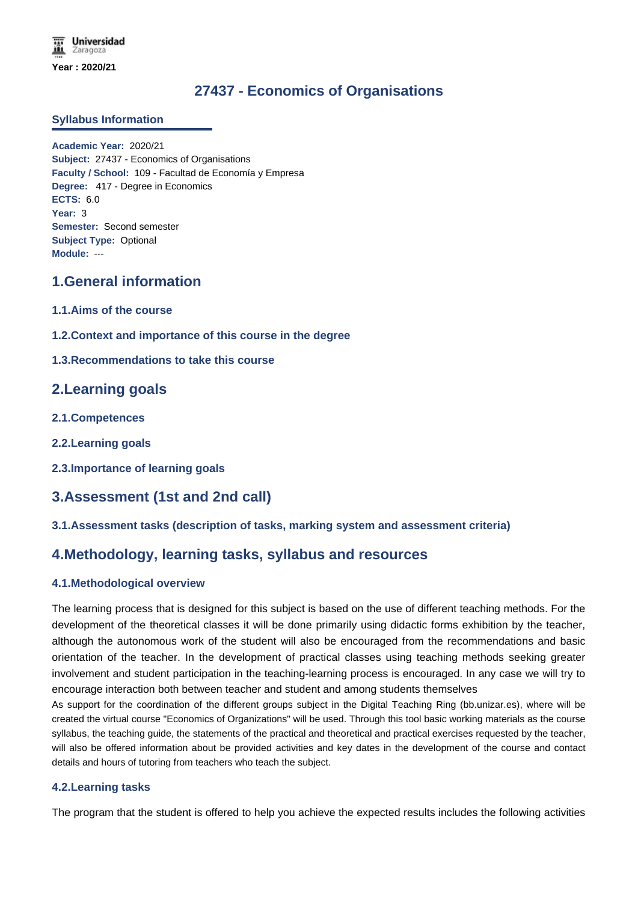Year : 2020/21

# 27437 - Economics of Organisations

## Syllabus Information

**Academic Year:** 2020/21
**Subject:** 27437 - Economics of Organisations
**Faculty / School:** 109 - Facultad de Economía y Empresa
**Degree:** 417 - Degree in Economics
**ECTS:** 6.0
**Year:** 3
**Semester:** Second semester
**Subject Type:** Optional
**Module:** ---

## 1.General information

### 1.1.Aims of the course

### 1.2.Context and importance of this course in the degree

### 1.3.Recommendations to take this course

## 2.Learning goals

### 2.1.Competences

### 2.2.Learning goals

### 2.3.Importance of learning goals

## 3.Assessment (1st and 2nd call)

### 3.1.Assessment tasks (description of tasks, marking system and assessment criteria)

## 4.Methodology, learning tasks, syllabus and resources

### 4.1.Methodological overview

The learning process that is designed for this subject is based on the use of different teaching methods. For the development of the theoretical classes it will be done primarily using didactic forms exhibition by the teacher, although the autonomous work of the student will also be encouraged from the recommendations and basic orientation of the teacher. In the development of practical classes using teaching methods seeking greater involvement and student participation in the teaching-learning process is encouraged. In any case we will try to encourage interaction both between teacher and student and among students themselves

As support for the coordination of the different groups subject in the Digital Teaching Ring (bb.unizar.es), where will be created the virtual course "Economics of Organizations" will be used. Through this tool basic working materials as the course syllabus, the teaching guide, the statements of the practical and theoretical and practical exercises requested by the teacher, will also be offered information about be provided activities and key dates in the development of the course and contact details and hours of tutoring from teachers who teach the subject.

### 4.2.Learning tasks

The program that the student is offered to help you achieve the expected results includes the following activities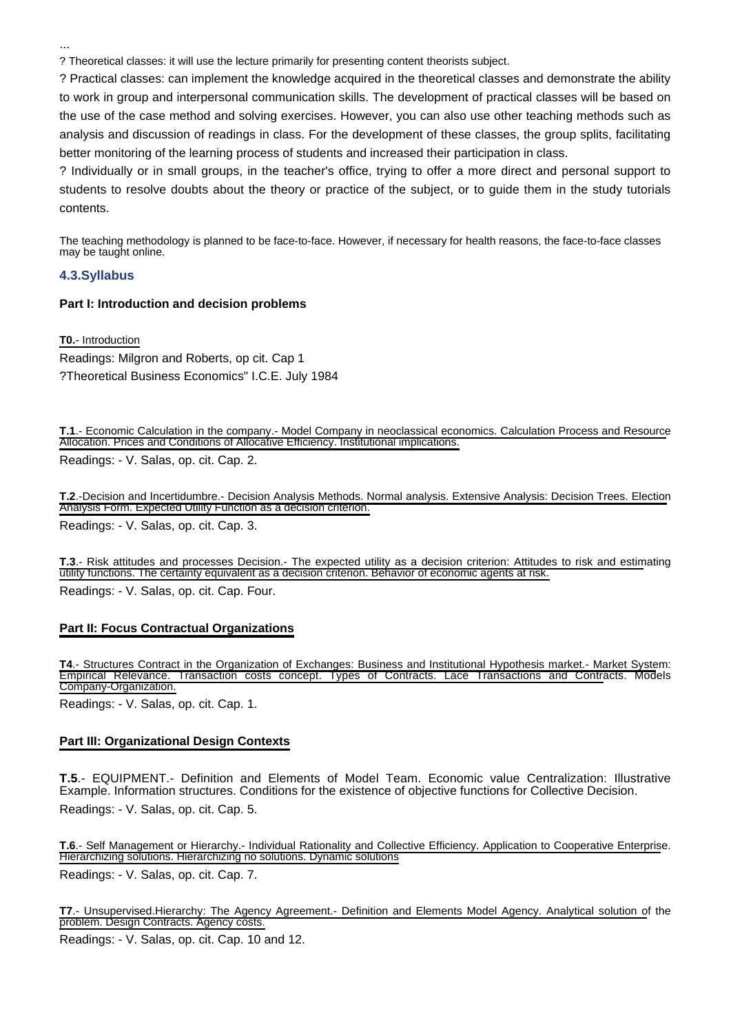...

? Theoretical classes: it will use the lecture primarily for presenting content theorists subject.

? Practical classes: can implement the knowledge acquired in the theoretical classes and demonstrate the ability to work in group and interpersonal communication skills. The development of practical classes will be based on the use of the case method and solving exercises. However, you can also use other teaching methods such as analysis and discussion of readings in class. For the development of these classes, the group splits, facilitating better monitoring of the learning process of students and increased their participation in class.

? Individually or in small groups, in the teacher's office, trying to offer a more direct and personal support to students to resolve doubts about the theory or practice of the subject, or to guide them in the study tutorials contents.

The teaching methodology is planned to be face-to-face. However, if necessary for health reasons, the face-to-face classes may be taught online.

### 4.3.Syllabus

**Part I: Introduction and decision problems**

**T0.**- Introduction

Readings: Milgron and Roberts, op cit. Cap 1

?Theoretical Business Economics" I.C.E. July 1984

**T.1**.- Economic Calculation in the company.- Model Company in neoclassical economics. Calculation Process and Resource Allocation. Prices and Conditions of Allocative Efficiency. Institutional implications.

Readings: - V. Salas, op. cit. Cap. 2.

**T.2**.-Decision and Incertidumbre.- Decision Analysis Methods. Normal analysis. Extensive Analysis: Decision Trees. Election Analysis Form. Expected Utility Function as a decision criterion.

Readings: - V. Salas, op. cit. Cap. 3.

**T.3**.- Risk attitudes and processes Decision.- The expected utility as a decision criterion: Attitudes to risk and estimating utility functions. The certainty equivalent as a decision criterion. Behavior of economic agents at risk.

Readings: - V. Salas, op. cit. Cap. Four.

**Part II: Focus Contractual Organizations**

**T4**.- Structures Contract in the Organization of Exchanges: Business and Institutional Hypothesis market.- Market System: Empirical Relevance. Transaction costs concept. Types of Contracts. Lace Transactions and Contracts. Models Company-Organization.

Readings: - V. Salas, op. cit. Cap. 1.

**Part III: Organizational Design Contexts**

**T.5**.- EQUIPMENT.- Definition and Elements of Model Team. Economic value Centralization: Illustrative Example. Information structures. Conditions for the existence of objective functions for Collective Decision.

Readings: - V. Salas, op. cit. Cap. 5.

**T.6**.- Self Management or Hierarchy.- Individual Rationality and Collective Efficiency. Application to Cooperative Enterprise. Hierarchizing solutions. Hierarchizing no solutions. Dynamic solutions

Readings: - V. Salas, op. cit. Cap. 7.

**T7**.- Unsupervised.Hierarchy: The Agency Agreement.- Definition and Elements Model Agency. Analytical solution of the problem. Design Contracts. Agency costs.

Readings: - V. Salas, op. cit. Cap. 10 and 12.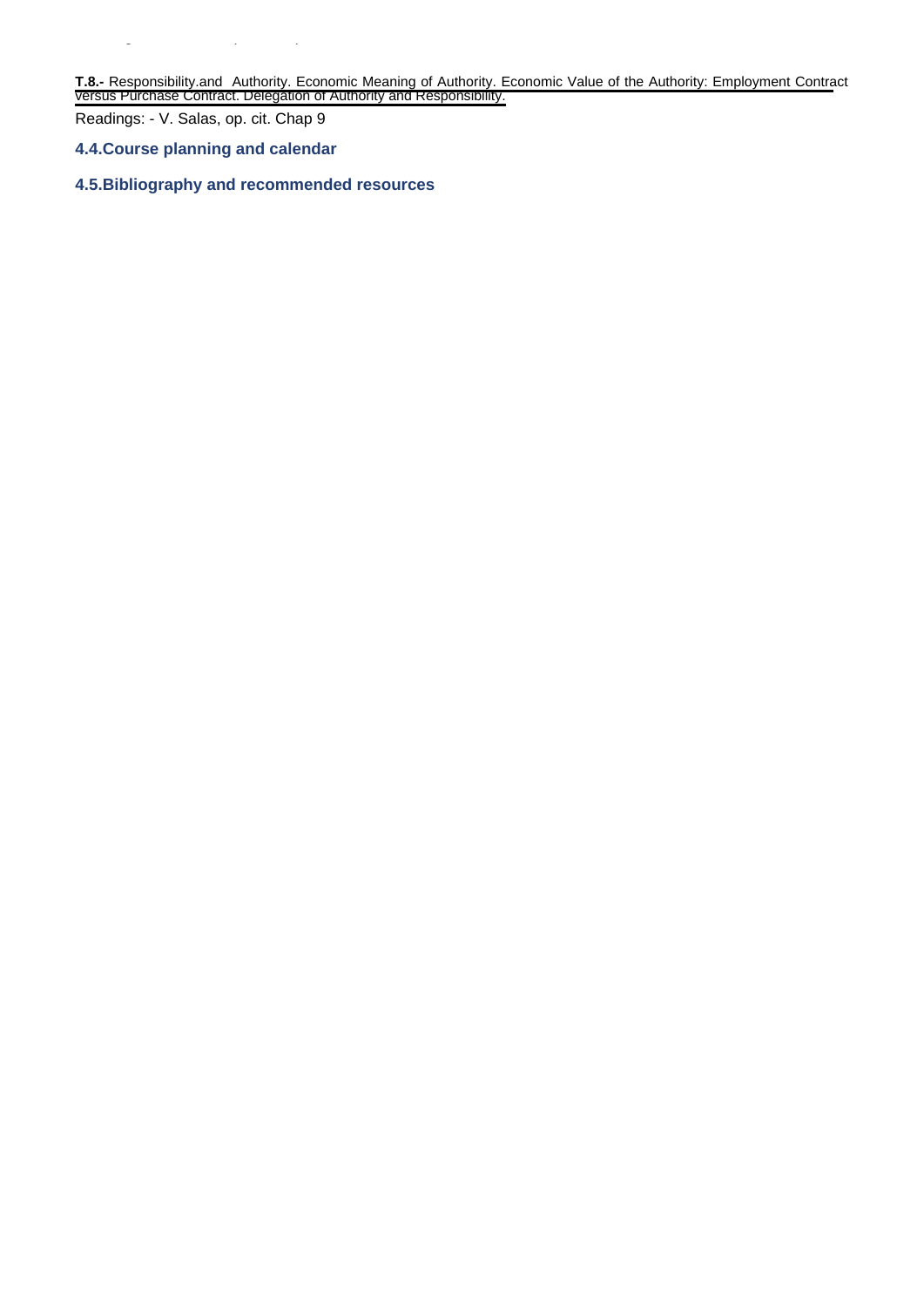**T.8.-** Responsibility.and Authority. Economic Meaning of Authority. Economic Value of the Authority: Employment Contract versus Purchase Contract. Delegation of Authority and Responsibility.

Readings: - V. Salas, op. cit. Chap 9

### 4.4.Course planning and calendar

### 4.5.Bibliography and recommended resources